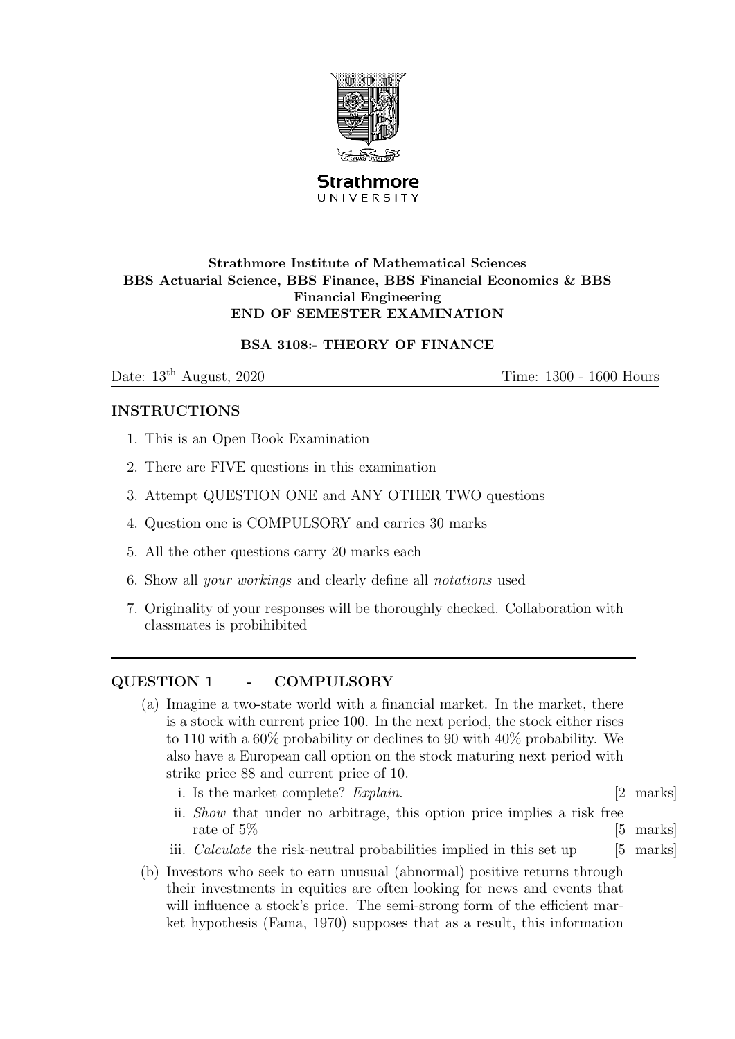Strathmore
UNIVERSITY

**Strathmore Institute of Mathematical Sciences**
**BBS Actuarial Science, BBS Finance, BBS Financial Economics & BBS Financial Engineering**
**END OF SEMESTER EXAMINATION**

**BSA 3108:- THEORY OF FINANCE**

Date: 13th August, 2020 Time: 1300 - 1600 Hours

## INSTRUCTIONS

1. This is an Open Book Examination
2. There are FIVE questions in this examination
3. Attempt QUESTION ONE and ANY OTHER TWO questions
4. Question one is COMPULSORY and carries 30 marks
5. All the other questions carry 20 marks each
6. Show all *your workings* and clearly define all *notations* used
7. Originality of your responses will be thoroughly checked. Collaboration with classmates is probihibited

---

## QUESTION 1 - COMPULSORY

(a) Imagine a two-state world with a financial market. In the market, there is a stock with current price 100. In the next period, the stock either rises to 110 with a 60% probability or declines to 90 with 40% probability. We also have a European call option on the stock maturing next period with strike price 88 and current price of 10.

  i. Is the market complete? *Explain.* [2 marks]

  ii. *Show* that under no arbitrage, this option price implies a risk free rate of 5% [5 marks]

  iii. *Calculate* the risk-neutral probabilities implied in this set up [5 marks]

(b) Investors who seek to earn unusual (abnormal) positive returns through their investments in equities are often looking for news and events that will influence a stock's price. The semi-strong form of the efficient market hypothesis (Fama, 1970) supposes that as a result, this information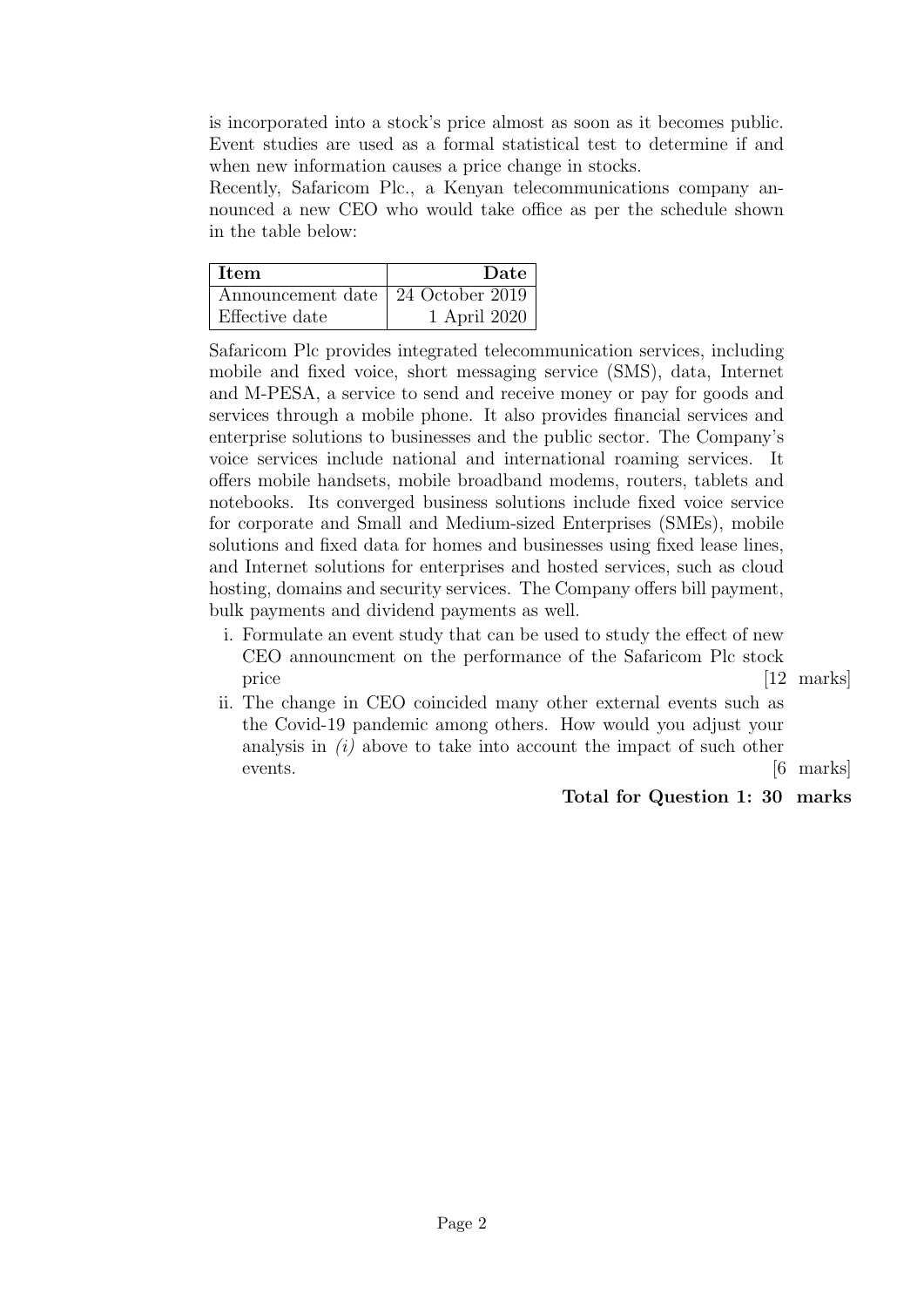is incorporated into a stock's price almost as soon as it becomes public. Event studies are used as a formal statistical test to determine if and when new information causes a price change in stocks.

Recently, Safaricom Plc., a Kenyan telecommunications company announced a new CEO who would take office as per the schedule shown in the table below:

| Item | Date |
|---|---:|
| Announcement date | 24 October 2019 |
| Effective date | 1 April 2020 |

Safaricom Plc provides integrated telecommunication services, including mobile and fixed voice, short messaging service (SMS), data, Internet and M-PESA, a service to send and receive money or pay for goods and services through a mobile phone. It also provides financial services and enterprise solutions to businesses and the public sector. The Company's voice services include national and international roaming services. It offers mobile handsets, mobile broadband modems, routers, tablets and notebooks. Its converged business solutions include fixed voice service for corporate and Small and Medium-sized Enterprises (SMEs), mobile solutions and fixed data for homes and businesses using fixed lease lines, and Internet solutions for enterprises and hosted services, such as cloud hosting, domains and security services. The Company offers bill payment, bulk payments and dividend payments as well.

i. Formulate an event study that can be used to study the effect of new CEO announcment on the performance of the Safaricom Plc stock price [12 marks]

ii. The change in CEO coincided many other external events such as the Covid-19 pandemic among others. How would you adjust your analysis in *(i)* above to take into account the impact of such other events. [6 marks]

**Total for Question 1: 30 marks**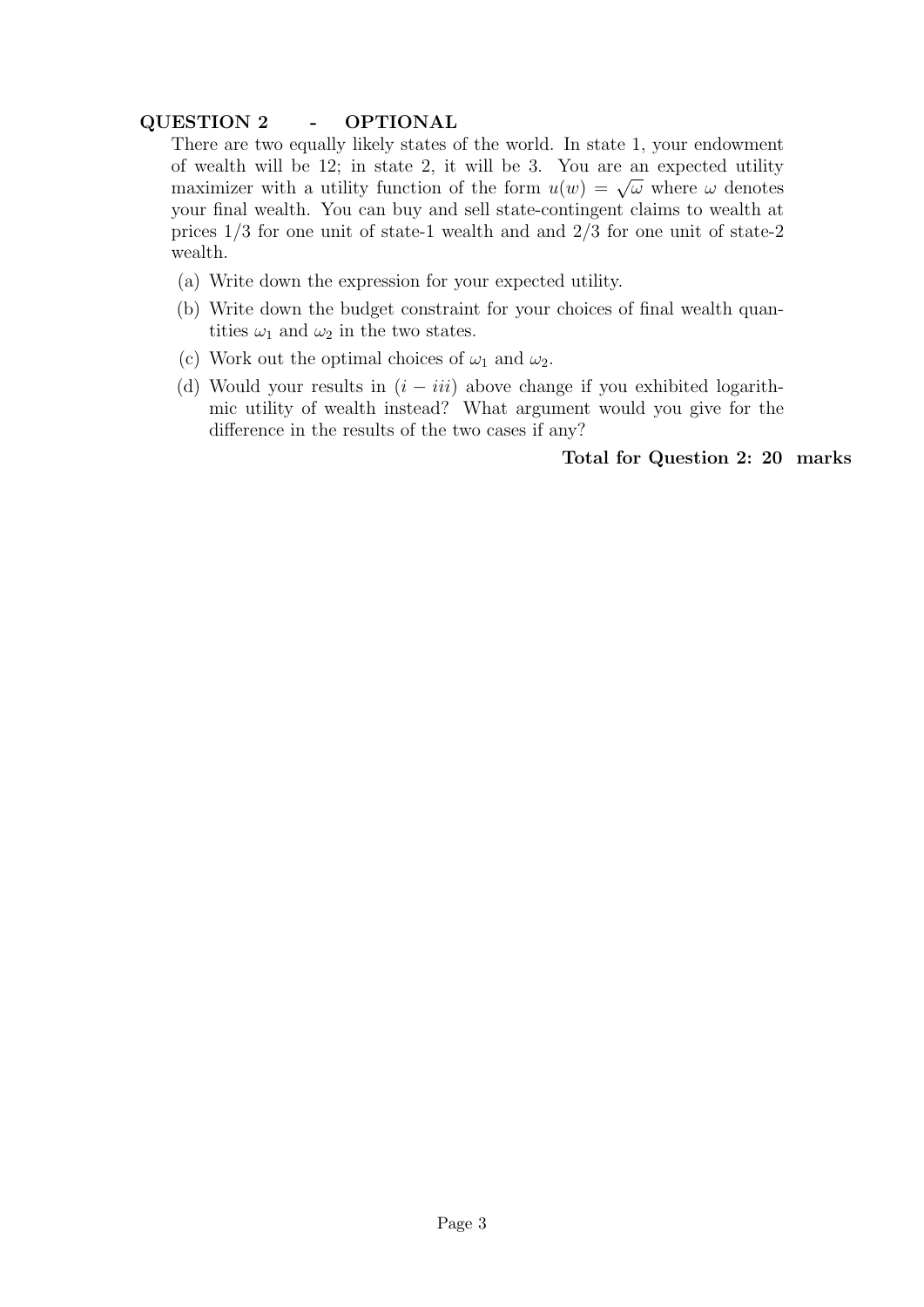### QUESTION 2 - OPTIONAL

There are two equally likely states of the world. In state 1, your endowment of wealth will be 12; in state 2, it will be 3. You are an expected utility maximizer with a utility function of the form $u(w) = \sqrt{\omega}$ where $\omega$ denotes your final wealth. You can buy and sell state-contingent claims to wealth at prices 1/3 for one unit of state-1 wealth and and 2/3 for one unit of state-2 wealth.

(a) Write down the expression for your expected utility.

(b) Write down the budget constraint for your choices of final wealth quantities $\omega_1$ and $\omega_2$ in the two states.

(c) Work out the optimal choices of $\omega_1$ and $\omega_2$.

(d) Would your results in $(i - iii)$ above change if you exhibited logarithmic utility of wealth instead? What argument would you give for the difference in the results of the two cases if any?

**Total for Question 2: 20 marks**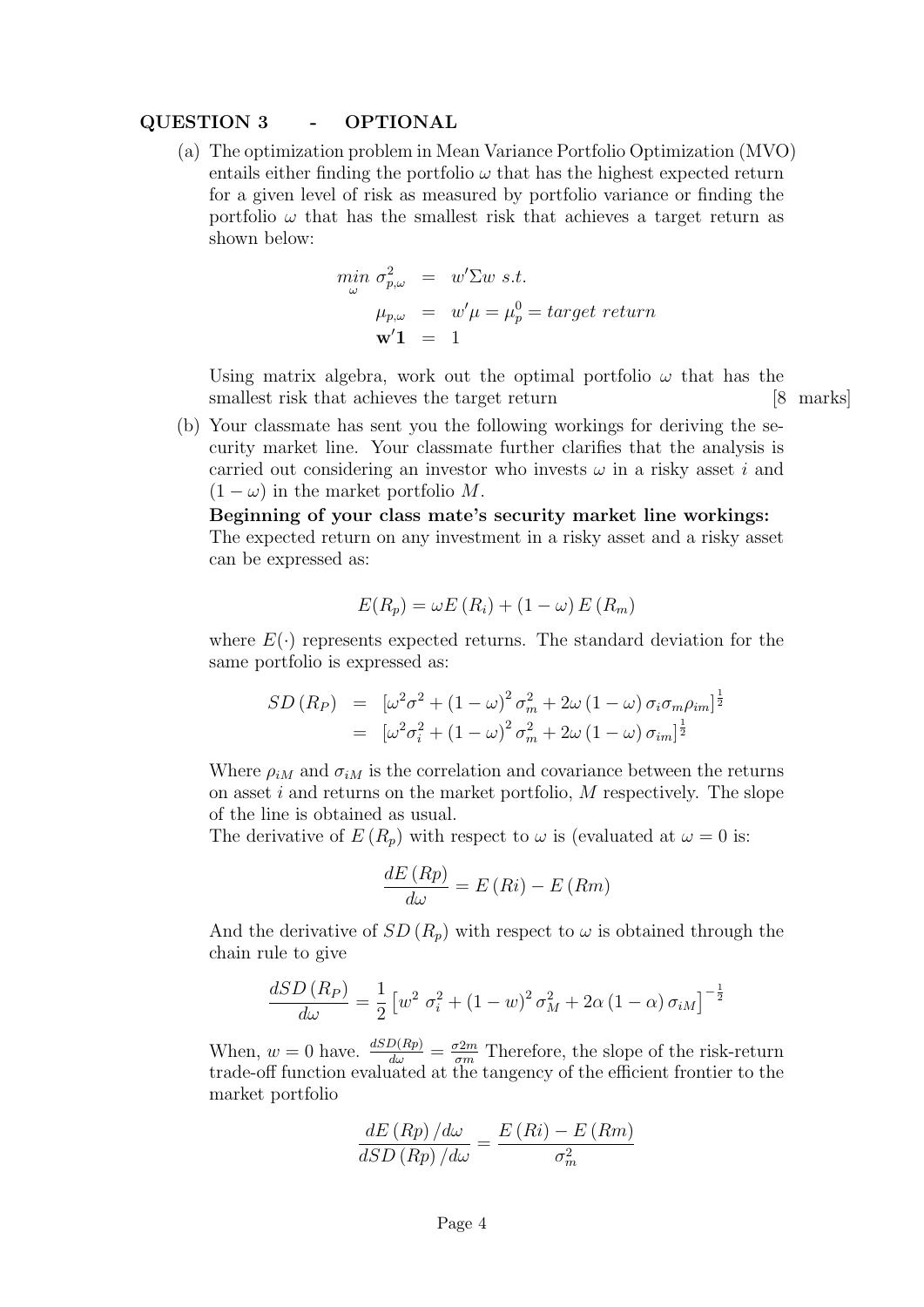## QUESTION 3 - OPTIONAL

(a) The optimization problem in Mean Variance Portfolio Optimization (MVO) entails either finding the portfolio $\omega$ that has the highest expected return for a given level of risk as measured by portfolio variance or finding the portfolio $\omega$ that has the smallest risk that achieves a target return as shown below:

$$\begin{aligned} \min_{\omega} \sigma^2_{p,\omega} &= w'\Sigma w \ s.t. \\ \mu_{p,\omega} &= w'\mu = \mu^0_p = target\ return \\ \mathbf{w'1} &= 1 \end{aligned}$$

Using matrix algebra, work out the optimal portfolio $\omega$ that has the smallest risk that achieves the target return [8 marks]

(b) Your classmate has sent you the following workings for deriving the security market line. Your classmate further clarifies that the analysis is carried out considering an investor who invests $\omega$ in a risky asset $i$ and $(1-\omega)$ in the market portfolio $M$.

**Beginning of your class mate's security market line workings:**
The expected return on any investment in a risky asset and a risky asset can be expressed as:

$$E(R_p) = \omega E(R_i) + (1-\omega) E(R_m)$$

where $E(\cdot)$ represents expected returns. The standard deviation for the same portfolio is expressed as:

$$\begin{aligned} SD(R_P) &= \left[\omega^2\sigma^2 + (1-\omega)^2 \sigma^2_m + 2\omega(1-\omega)\sigma_i\sigma_m\rho_{im}\right]^{\frac{1}{2}} \\ &= \left[\omega^2\sigma^2_i + (1-\omega)^2 \sigma^2_m + 2\omega(1-\omega)\sigma_{im}\right]^{\frac{1}{2}} \end{aligned}$$

Where $\rho_{iM}$ and $\sigma_{iM}$ is the correlation and covariance between the returns on asset $i$ and returns on the market portfolio, $M$ respectively. The slope of the line is obtained as usual.
The derivative of $E(R_p)$ with respect to $\omega$ is (evaluated at $\omega = 0$ is:

$$\frac{dE(Rp)}{d\omega} = E(Ri) - E(Rm)$$

And the derivative of $SD(R_p)$ with respect to $\omega$ is obtained through the chain rule to give

$$\frac{dSD(R_P)}{d\omega} = \frac{1}{2}\left[w^2\ \sigma^2_i + (1-w)^2 \sigma^2_M + 2\alpha(1-\alpha)\sigma_{iM}\right]^{-\frac{1}{2}}$$

When, $w = 0$ have. $\frac{dSD(Rp)}{d\omega} = \frac{\sigma 2m}{\sigma m}$ Therefore, the slope of the risk-return trade-off function evaluated at the tangency of the efficient frontier to the market portfolio

$$\frac{dE(Rp)/d\omega}{dSD(Rp)/d\omega} = \frac{E(Ri) - E(Rm)}{\sigma^2_m}$$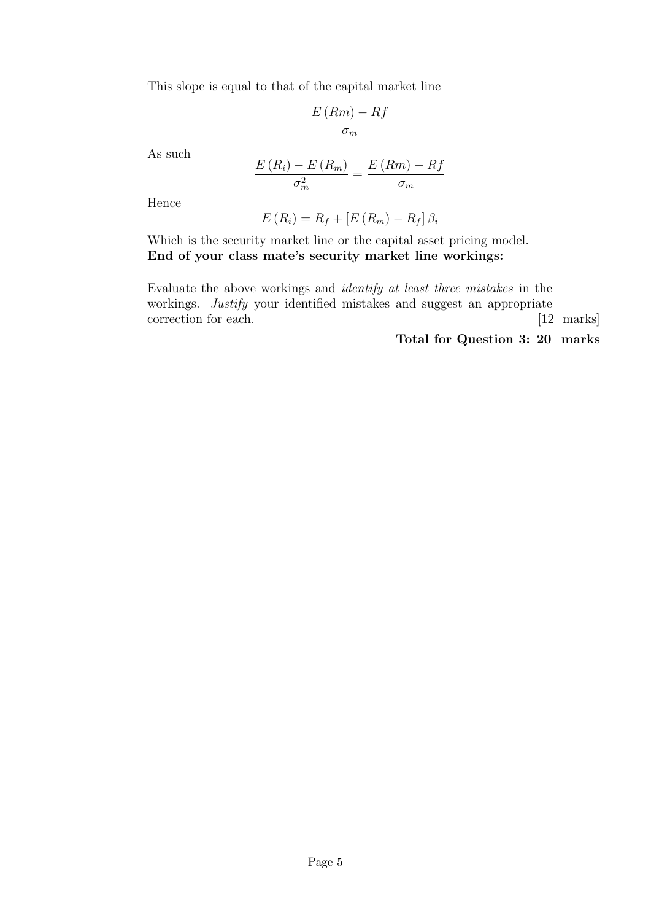This slope is equal to that of the capital market line

$$\frac{E\left(Rm\right)-Rf}{\sigma_m}$$

As such

$$\frac{E\left(R_i\right)-E\left(R_m\right)}{\sigma_m^2}=\frac{E\left(Rm\right)-Rf}{\sigma_m}$$

Hence

$$E\left(R_i\right)=R_f+\left[E\left(R_m\right)-R_f\right]\beta_i$$

Which is the security market line or the capital asset pricing model.
**End of your class mate's security market line workings:**

Evaluate the above workings and *identify at least three mistakes* in the workings. *Justify* your identified mistakes and suggest an appropriate correction for each. [12 marks]

**Total for Question 3: 20 marks**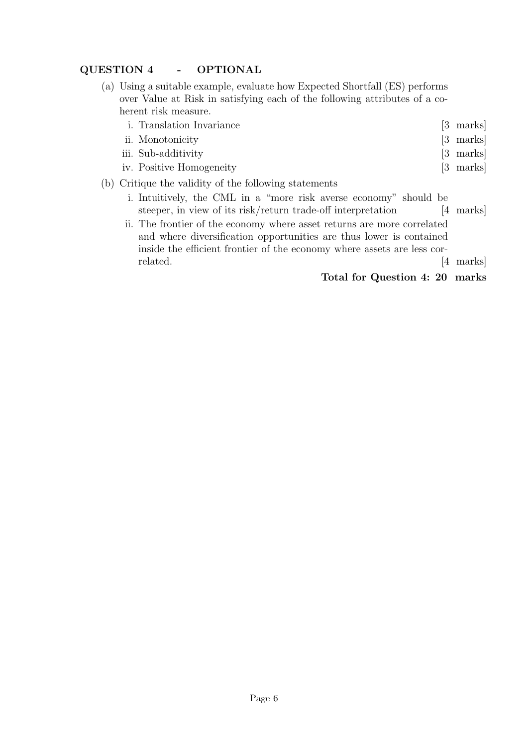## QUESTION 4 - OPTIONAL

(a) Using a suitable example, evaluate how Expected Shortfall (ES) performs over Value at Risk in satisfying each of the following attributes of a coherent risk measure.

   i. Translation Invariance [3 marks]

   ii. Monotonicity [3 marks]

   iii. Sub-additivity [3 marks]

   iv. Positive Homogeneity [3 marks]

(b) Critique the validity of the following statements

   i. Intuitively, the CML in a "more risk averse economy" should be steeper, in view of its risk/return trade-off interpretation [4 marks]

   ii. The frontier of the economy where asset returns are more correlated and where diversification opportunities are thus lower is contained inside the efficient frontier of the economy where assets are less correlated. [4 marks]

**Total for Question 4: 20 marks**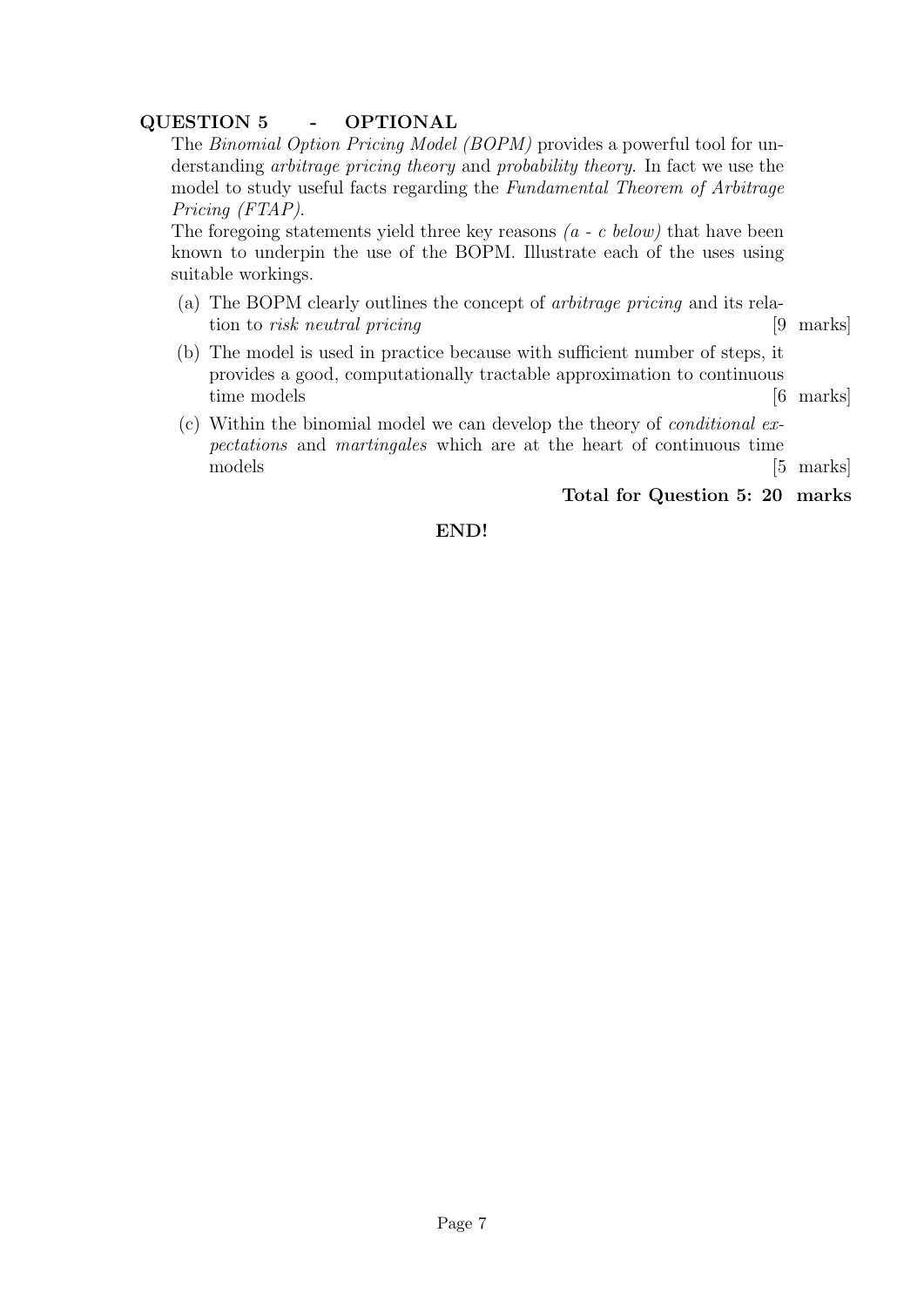## QUESTION 5 - OPTIONAL

The *Binomial Option Pricing Model (BOPM)* provides a powerful tool for understanding *arbitrage pricing theory* and *probability theory*. In fact we use the model to study useful facts regarding the *Fundamental Theorem of Arbitrage Pricing (FTAP)*.

The foregoing statements yield three key reasons *(a - c below)* that have been known to underpin the use of the BOPM. Illustrate each of the uses using suitable workings.

(a) The BOPM clearly outlines the concept of *arbitrage pricing* and its relation to *risk neutral pricing* [9 marks]

(b) The model is used in practice because with sufficient number of steps, it provides a good, computationally tractable approximation to continuous time models [6 marks]

(c) Within the binomial model we can develop the theory of *conditional expectations* and *martingales* which are at the heart of continuous time models [5 marks]

**Total for Question 5: 20 marks**

**END!**